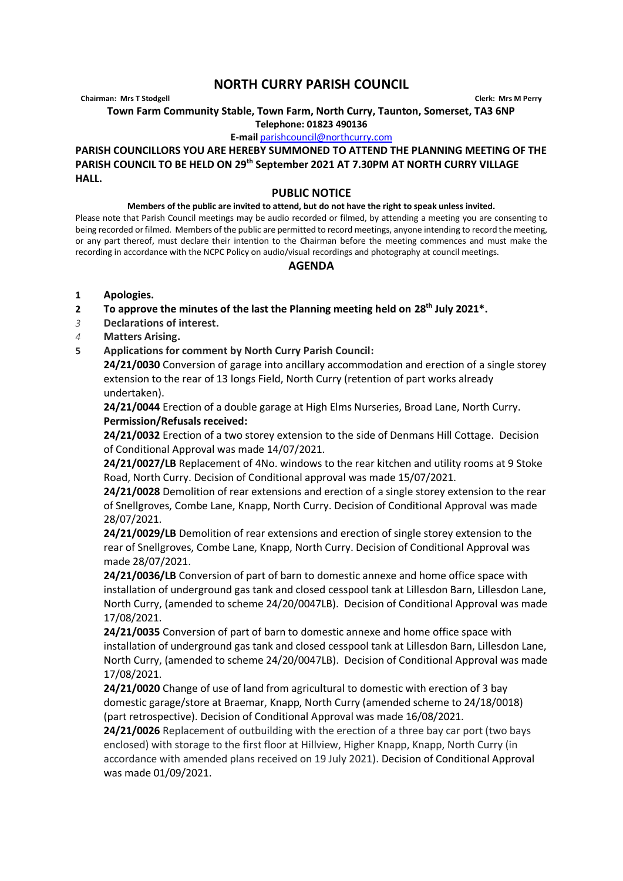# NORTH CURRY PARISH COUNCIL

**Chairman: Mrs T Stodgell** **Clerk: Mrs M Perry**

**Town Farm Community Stable, Town Farm, North Curry, Taunton, Somerset, TA3 6NP**

**Telephone: 01823 490136**

**E-mail** parishcouncil@northcurry.com

**PARISH COUNCILLORS YOU ARE HEREBY SUMMONED TO ATTEND THE PLANNING MEETING OF THE PARISH COUNCIL TO BE HELD ON 29th September 2021 AT 7.30PM AT NORTH CURRY VILLAGE HALL.**

## PUBLIC NOTICE

**Members of the public are invited to attend, but do not have the right to speak unless invited.**

Please note that Parish Council meetings may be audio recorded or filmed, by attending a meeting you are consenting to being recorded or filmed. Members of the public are permitted to record meetings, anyone intending to record the meeting, or any part thereof, must declare their intention to the Chairman before the meeting commences and must make the recording in accordance with the NCPC Policy on audio/visual recordings and photography at council meetings.

## AGENDA

1. **Apologies.**
2. **To approve the minutes of the last the Planning meeting held on 28th July 2021*.**
3. **Declarations of interest.**
4. **Matters Arising.**
5. **Applications for comment by North Curry Parish Council:**

**24/21/0030** Conversion of garage into ancillary accommodation and erection of a single storey extension to the rear of 13 longs Field, North Curry (retention of part works already undertaken).

**24/21/0044** Erection of a double garage at High Elms Nurseries, Broad Lane, North Curry.

**Permission/Refusals received:**

**24/21/0032** Erection of a two storey extension to the side of Denmans Hill Cottage. Decision of Conditional Approval was made 14/07/2021.

**24/21/0027/LB** Replacement of 4No. windows to the rear kitchen and utility rooms at 9 Stoke Road, North Curry. Decision of Conditional approval was made 15/07/2021.

**24/21/0028** Demolition of rear extensions and erection of a single storey extension to the rear of Snellgroves, Combe Lane, Knapp, North Curry. Decision of Conditional Approval was made 28/07/2021.

**24/21/0029/LB** Demolition of rear extensions and erection of single storey extension to the rear of Snellgroves, Combe Lane, Knapp, North Curry. Decision of Conditional Approval was made 28/07/2021.

**24/21/0036/LB** Conversion of part of barn to domestic annexe and home office space with installation of underground gas tank and closed cesspool tank at Lillesdon Barn, Lillesdon Lane, North Curry, (amended to scheme 24/20/0047LB). Decision of Conditional Approval was made 17/08/2021.

**24/21/0035** Conversion of part of barn to domestic annexe and home office space with installation of underground gas tank and closed cesspool tank at Lillesdon Barn, Lillesdon Lane, North Curry, (amended to scheme 24/20/0047LB). Decision of Conditional Approval was made 17/08/2021.

**24/21/0020** Change of use of land from agricultural to domestic with erection of 3 bay domestic garage/store at Braemar, Knapp, North Curry (amended scheme to 24/18/0018) (part retrospective). Decision of Conditional Approval was made 16/08/2021.

**24/21/0026** Replacement of outbuilding with the erection of a three bay car port (two bays enclosed) with storage to the first floor at Hillview, Higher Knapp, Knapp, North Curry (in accordance with amended plans received on 19 July 2021). Decision of Conditional Approval was made 01/09/2021.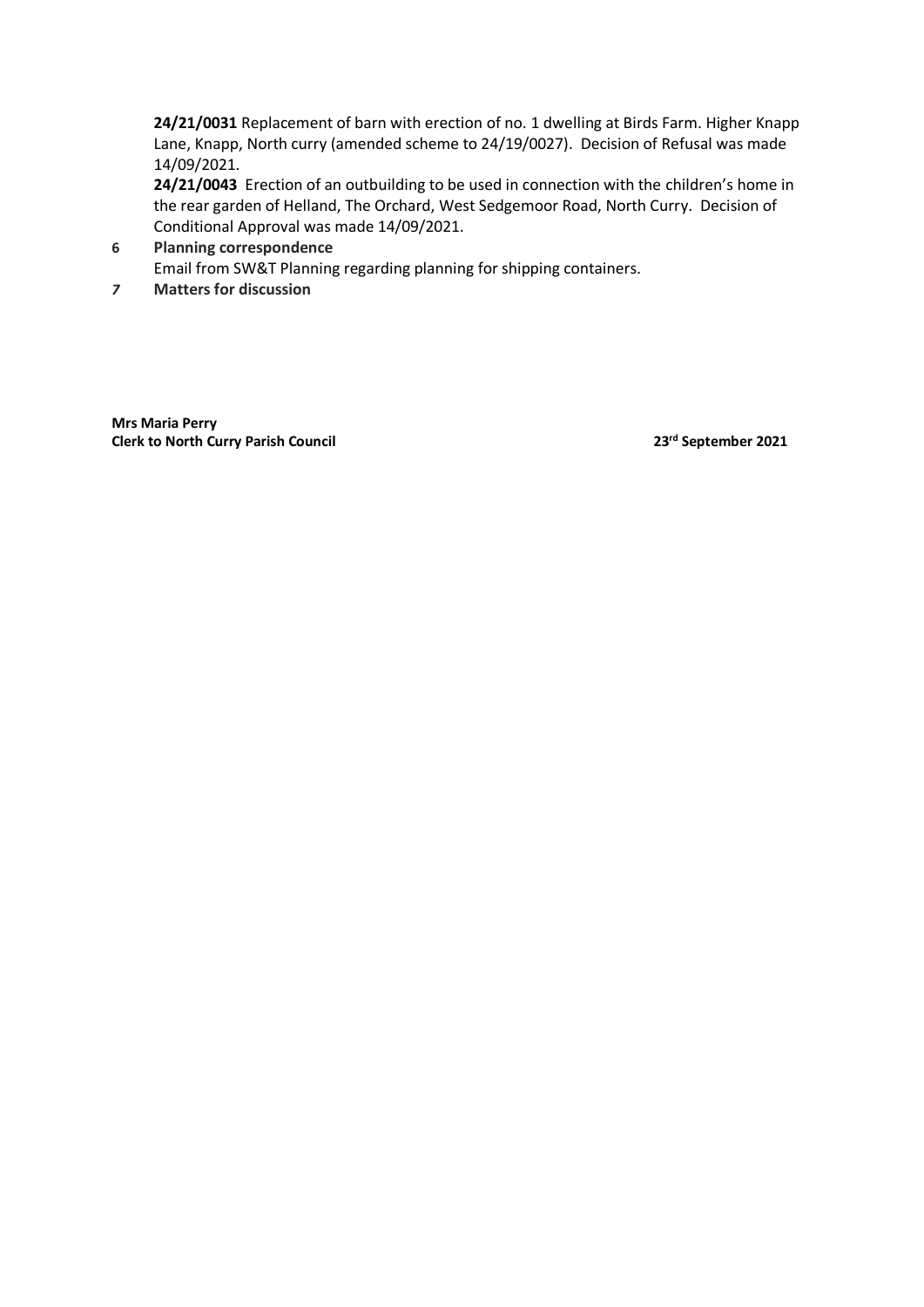**24/21/0031** Replacement of barn with erection of no. 1 dwelling at Birds Farm. Higher Knapp Lane, Knapp, North curry (amended scheme to 24/19/0027). Decision of Refusal was made 14/09/2021.

**24/21/0043** Erection of an outbuilding to be used in connection with the children's home in the rear garden of Helland, The Orchard, West Sedgemoor Road, North Curry. Decision of Conditional Approval was made 14/09/2021.

**6 Planning correspondence**

Email from SW&T Planning regarding planning for shipping containers.

***7* Matters for discussion**

**Mrs Maria Perry**
**Clerk to North Curry Parish Council** **23rd September 2021**